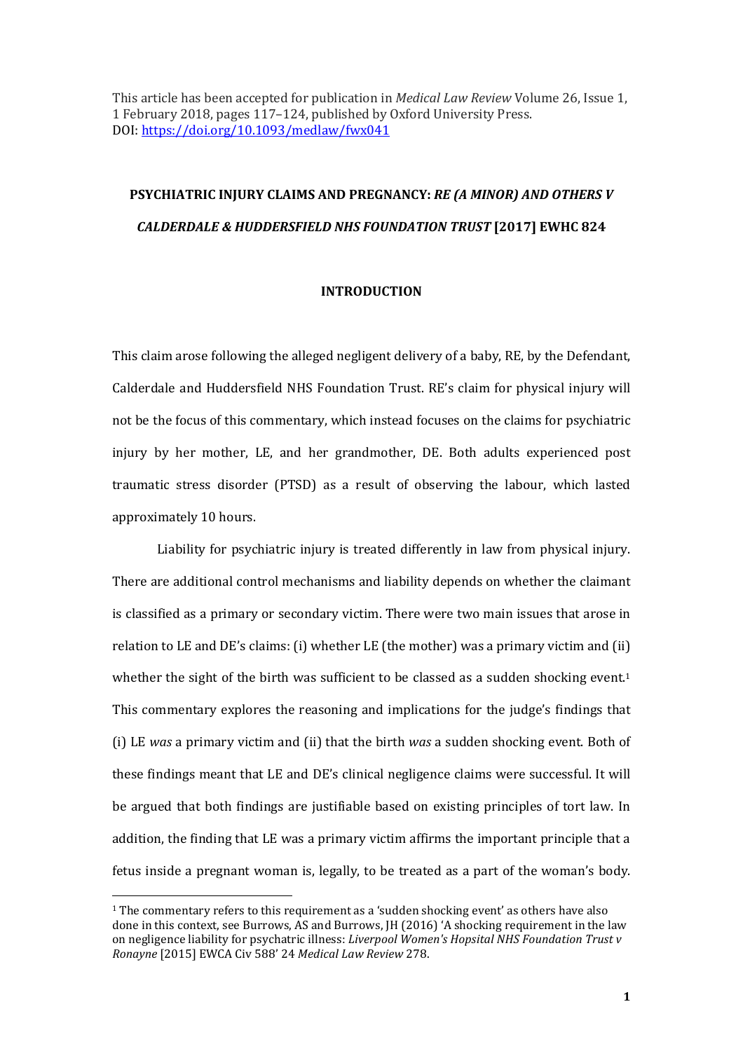This article has been accepted for publication in *Medical Law Review* Volume 26, Issue 1, 1 February 2018, pages 117–124, published by Oxford University Press. DOI: https://doi.org/10.1093/medlaw/fwx041

# PSYCHIATRIC INJURY CLAIMS AND PREGNANCY: *RE (A MINOR) AND OTHERS V CALDERDALE & HUDDERSFIELD NHS FOUNDATION TRUST* [2017] EWHC 824

## INTRODUCTION

This claim arose following the alleged negligent delivery of a baby, RE, by the Defendant, Calderdale and Huddersfield NHS Foundation Trust. RE's claim for physical injury will not be the focus of this commentary, which instead focuses on the claims for psychiatric injury by her mother, LE, and her grandmother, DE. Both adults experienced post traumatic stress disorder (PTSD) as a result of observing the labour, which lasted approximately 10 hours.

Liability for psychiatric injury is treated differently in law from physical injury. There are additional control mechanisms and liability depends on whether the claimant is classified as a primary or secondary victim. There were two main issues that arose in relation to LE and DE's claims: (i) whether LE (the mother) was a primary victim and (ii) whether the sight of the birth was sufficient to be classed as a sudden shocking event.[1] This commentary explores the reasoning and implications for the judge's findings that (i) LE *was* a primary victim and (ii) that the birth *was* a sudden shocking event. Both of these findings meant that LE and DE's clinical negligence claims were successful. It will be argued that both findings are justifiable based on existing principles of tort law. In addition, the finding that LE was a primary victim affirms the important principle that a fetus inside a pregnant woman is, legally, to be treated as a part of the woman's body.

[1] The commentary refers to this requirement as a 'sudden shocking event' as others have also done in this context, see Burrows, AS and Burrows, JH (2016) 'A shocking requirement in the law on negligence liability for psychiatric illness: *Liverpool Women's Hopsital NHS Foundation Trust v Ronayne* [2015] EWCA Civ 588' 24 *Medical Law Review* 278.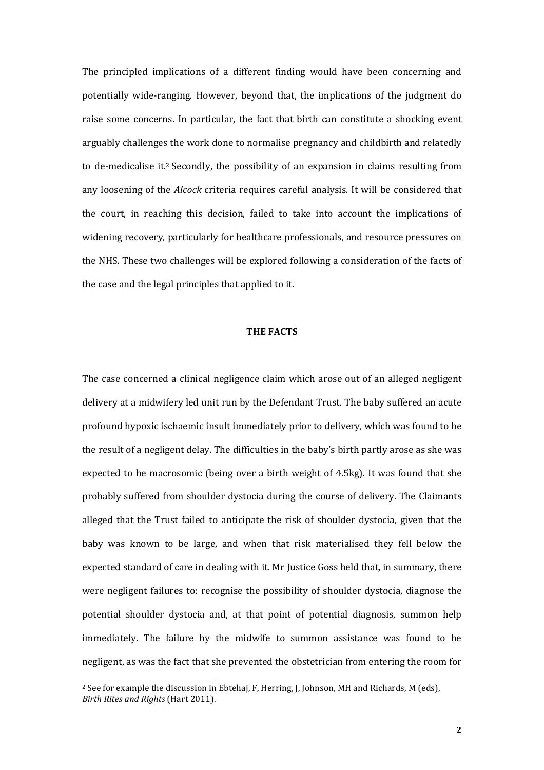The principled implications of a different finding would have been concerning and potentially wide-ranging. However, beyond that, the implications of the judgment do raise some concerns. In particular, the fact that birth can constitute a shocking event arguably challenges the work done to normalise pregnancy and childbirth and relatedly to de-medicalise it.[2] Secondly, the possibility of an expansion in claims resulting from any loosening of the *Alcock* criteria requires careful analysis. It will be considered that the court, in reaching this decision, failed to take into account the implications of widening recovery, particularly for healthcare professionals, and resource pressures on the NHS. These two challenges will be explored following a consideration of the facts of the case and the legal principles that applied to it.

## THE FACTS

The case concerned a clinical negligence claim which arose out of an alleged negligent delivery at a midwifery led unit run by the Defendant Trust. The baby suffered an acute profound hypoxic ischaemic insult immediately prior to delivery, which was found to be the result of a negligent delay. The difficulties in the baby's birth partly arose as she was expected to be macrosomic (being over a birth weight of 4.5kg). It was found that she probably suffered from shoulder dystocia during the course of delivery. The Claimants alleged that the Trust failed to anticipate the risk of shoulder dystocia, given that the baby was known to be large, and when that risk materialised they fell below the expected standard of care in dealing with it. Mr Justice Goss held that, in summary, there were negligent failures to: recognise the possibility of shoulder dystocia, diagnose the potential shoulder dystocia and, at that point of potential diagnosis, summon help immediately. The failure by the midwife to summon assistance was found to be negligent, as was the fact that she prevented the obstetrician from entering the room for

[2] See for example the discussion in Ebtehaj, F, Herring, J, Johnson, MH and Richards, M (eds), *Birth Rites and Rights* (Hart 2011).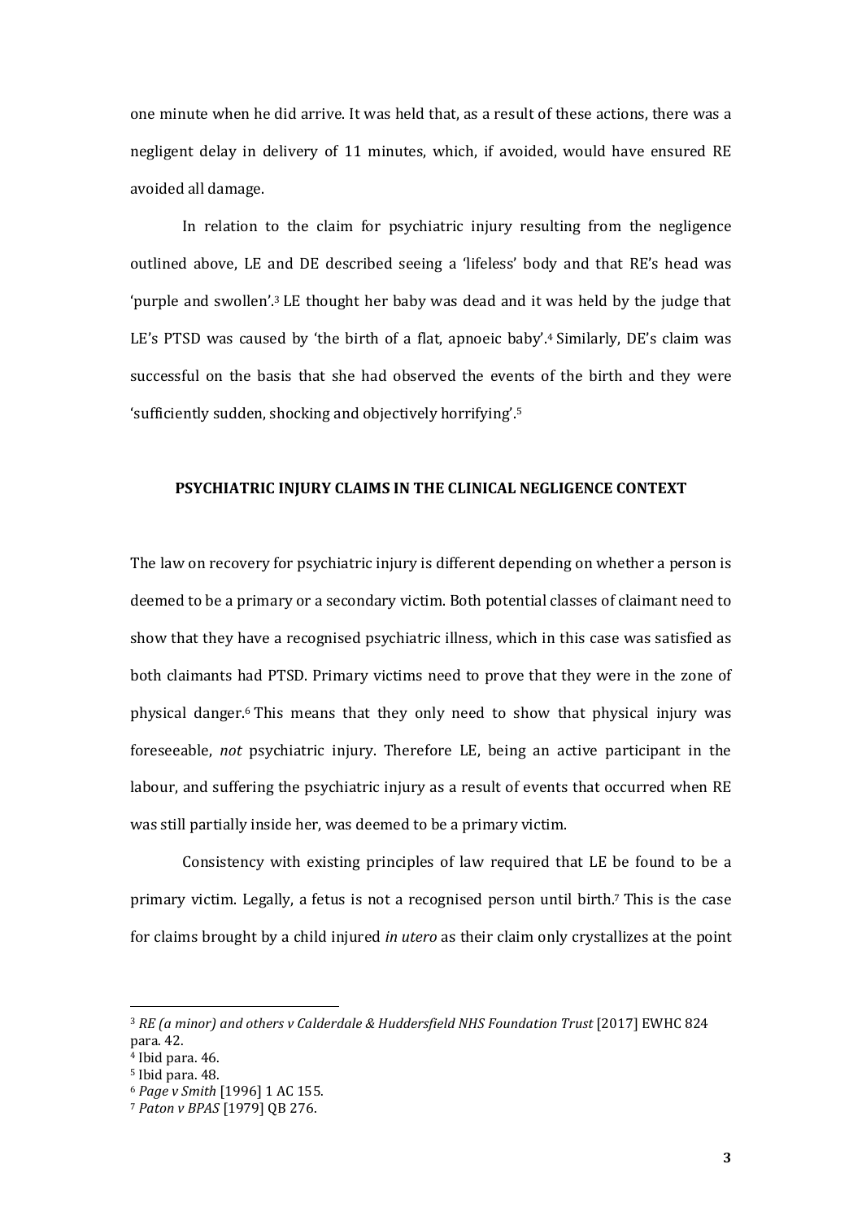one minute when he did arrive. It was held that, as a result of these actions, there was a negligent delay in delivery of 11 minutes, which, if avoided, would have ensured RE avoided all damage.

In relation to the claim for psychiatric injury resulting from the negligence outlined above, LE and DE described seeing a 'lifeless' body and that RE's head was 'purple and swollen'.[3] LE thought her baby was dead and it was held by the judge that LE's PTSD was caused by 'the birth of a flat, apnoeic baby'.[4] Similarly, DE's claim was successful on the basis that she had observed the events of the birth and they were 'sufficiently sudden, shocking and objectively horrifying'.[5]

## PSYCHIATRIC INJURY CLAIMS IN THE CLINICAL NEGLIGENCE CONTEXT

The law on recovery for psychiatric injury is different depending on whether a person is deemed to be a primary or a secondary victim. Both potential classes of claimant need to show that they have a recognised psychiatric illness, which in this case was satisfied as both claimants had PTSD. Primary victims need to prove that they were in the zone of physical danger.[6] This means that they only need to show that physical injury was foreseeable, *not* psychiatric injury. Therefore LE, being an active participant in the labour, and suffering the psychiatric injury as a result of events that occurred when RE was still partially inside her, was deemed to be a primary victim.

Consistency with existing principles of law required that LE be found to be a primary victim. Legally, a fetus is not a recognised person until birth.[7] This is the case for claims brought by a child injured *in utero* as their claim only crystallizes at the point

---

[3] *RE (a minor) and others v Calderdale & Huddersfield NHS Foundation Trust* [2017] EWHC 824 para. 42.

[4] Ibid para. 46.

[5] Ibid para. 48.

[6] *Page v Smith* [1996] 1 AC 155.

[7] *Paton v BPAS* [1979] QB 276.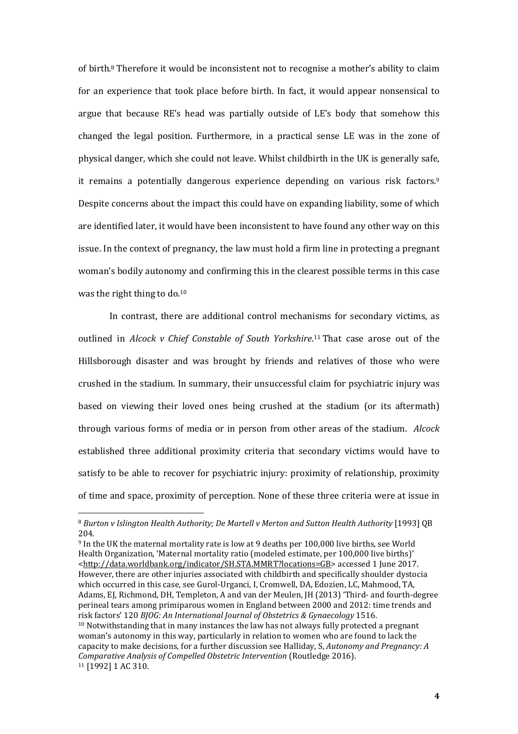of birth.[8] Therefore it would be inconsistent not to recognise a mother's ability to claim for an experience that took place before birth. In fact, it would appear nonsensical to argue that because RE's head was partially outside of LE's body that somehow this changed the legal position. Furthermore, in a practical sense LE was in the zone of physical danger, which she could not leave. Whilst childbirth in the UK is generally safe, it remains a potentially dangerous experience depending on various risk factors.[9] Despite concerns about the impact this could have on expanding liability, some of which are identified later, it would have been inconsistent to have found any other way on this issue. In the context of pregnancy, the law must hold a firm line in protecting a pregnant woman's bodily autonomy and confirming this in the clearest possible terms in this case was the right thing to do.[10]

In contrast, there are additional control mechanisms for secondary victims, as outlined in *Alcock v Chief Constable of South Yorkshire*.[11] That case arose out of the Hillsborough disaster and was brought by friends and relatives of those who were crushed in the stadium. In summary, their unsuccessful claim for psychiatric injury was based on viewing their loved ones being crushed at the stadium (or its aftermath) through various forms of media or in person from other areas of the stadium. *Alcock* established three additional proximity criteria that secondary victims would have to satisfy to be able to recover for psychiatric injury: proximity of relationship, proximity of time and space, proximity of perception. None of these three criteria were at issue in

---

[8] *Burton v Islington Health Authority; De Martell v Merton and Sutton Health Authority* [1993] QB 204.

[9] In the UK the maternal mortality rate is low at 9 deaths per 100,000 live births, see World Health Organization, 'Maternal mortality ratio (modeled estimate, per 100,000 live births)' <http://data.worldbank.org/indicator/SH.STA.MMRT?locations=GB> accessed 1 June 2017. However, there are other injuries associated with childbirth and specifically shoulder dystocia which occurred in this case, see Gurol-Urganci, I, Cromwell, DA, Edozien, LC, Mahmood, TA, Adams, EJ, Richmond, DH, Templeton, A and van der Meulen, JH (2013) 'Third- and fourth-degree perineal tears among primiparous women in England between 2000 and 2012: time trends and risk factors' 120 *BJOG: An International Journal of Obstetrics & Gynaecology* 1516.

[10] Notwithstanding that in many instances the law has not always fully protected a pregnant woman's autonomy in this way, particularly in relation to women who are found to lack the capacity to make decisions, for a further discussion see Halliday, S, *Autonomy and Pregnancy: A Comparative Analysis of Compelled Obstetric Intervention* (Routledge 2016).

[11] [1992] 1 AC 310.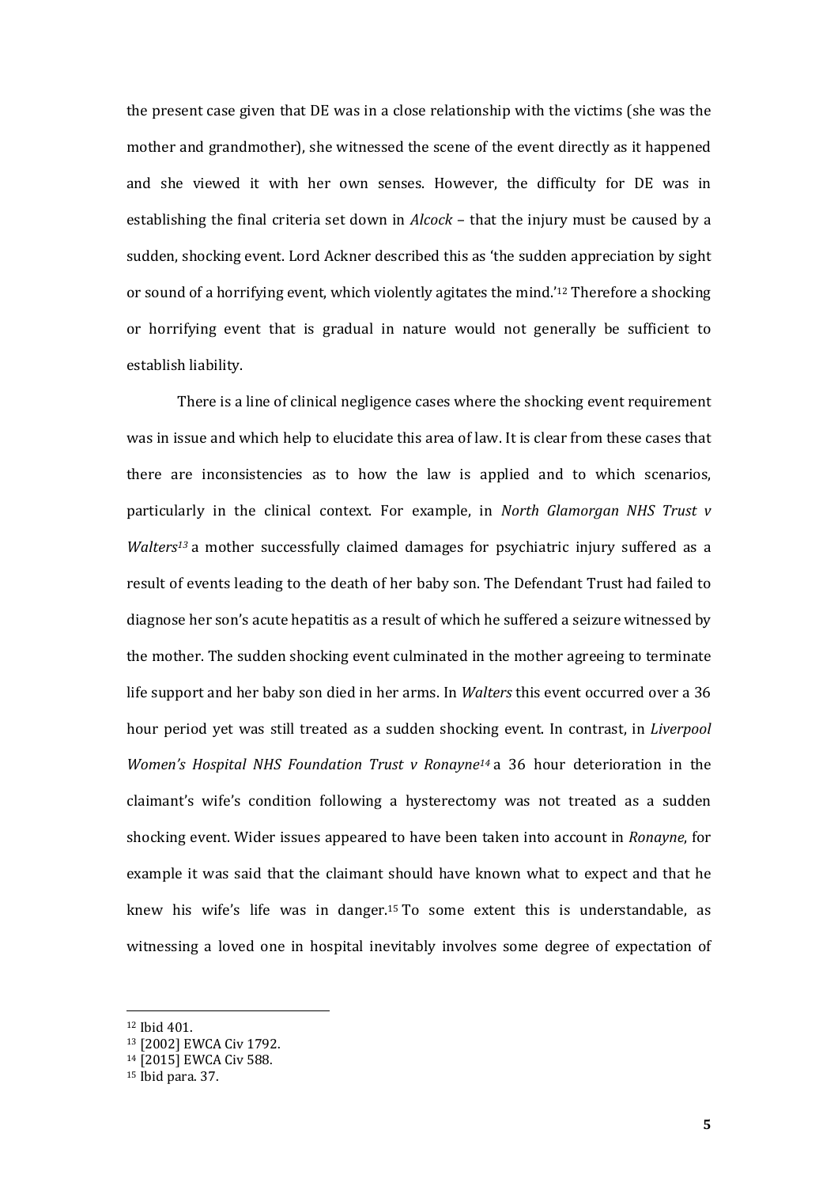the present case given that DE was in a close relationship with the victims (she was the mother and grandmother), she witnessed the scene of the event directly as it happened and she viewed it with her own senses. However, the difficulty for DE was in establishing the final criteria set down in *Alcock* – that the injury must be caused by a sudden, shocking event. Lord Ackner described this as 'the sudden appreciation by sight or sound of a horrifying event, which violently agitates the mind.'[12] Therefore a shocking or horrifying event that is gradual in nature would not generally be sufficient to establish liability.

There is a line of clinical negligence cases where the shocking event requirement was in issue and which help to elucidate this area of law. It is clear from these cases that there are inconsistencies as to how the law is applied and to which scenarios, particularly in the clinical context. For example, in *North Glamorgan NHS Trust v Walters*[13] a mother successfully claimed damages for psychiatric injury suffered as a result of events leading to the death of her baby son. The Defendant Trust had failed to diagnose her son's acute hepatitis as a result of which he suffered a seizure witnessed by the mother. The sudden shocking event culminated in the mother agreeing to terminate life support and her baby son died in her arms. In *Walters* this event occurred over a 36 hour period yet was still treated as a sudden shocking event. In contrast, in *Liverpool Women's Hospital NHS Foundation Trust v Ronayne*[14] a 36 hour deterioration in the claimant's wife's condition following a hysterectomy was not treated as a sudden shocking event. Wider issues appeared to have been taken into account in *Ronayne*, for example it was said that the claimant should have known what to expect and that he knew his wife's life was in danger.[15] To some extent this is understandable, as witnessing a loved one in hospital inevitably involves some degree of expectation of

[12] Ibid 401.
[13] [2002] EWCA Civ 1792.
[14] [2015] EWCA Civ 588.
[15] Ibid para. 37.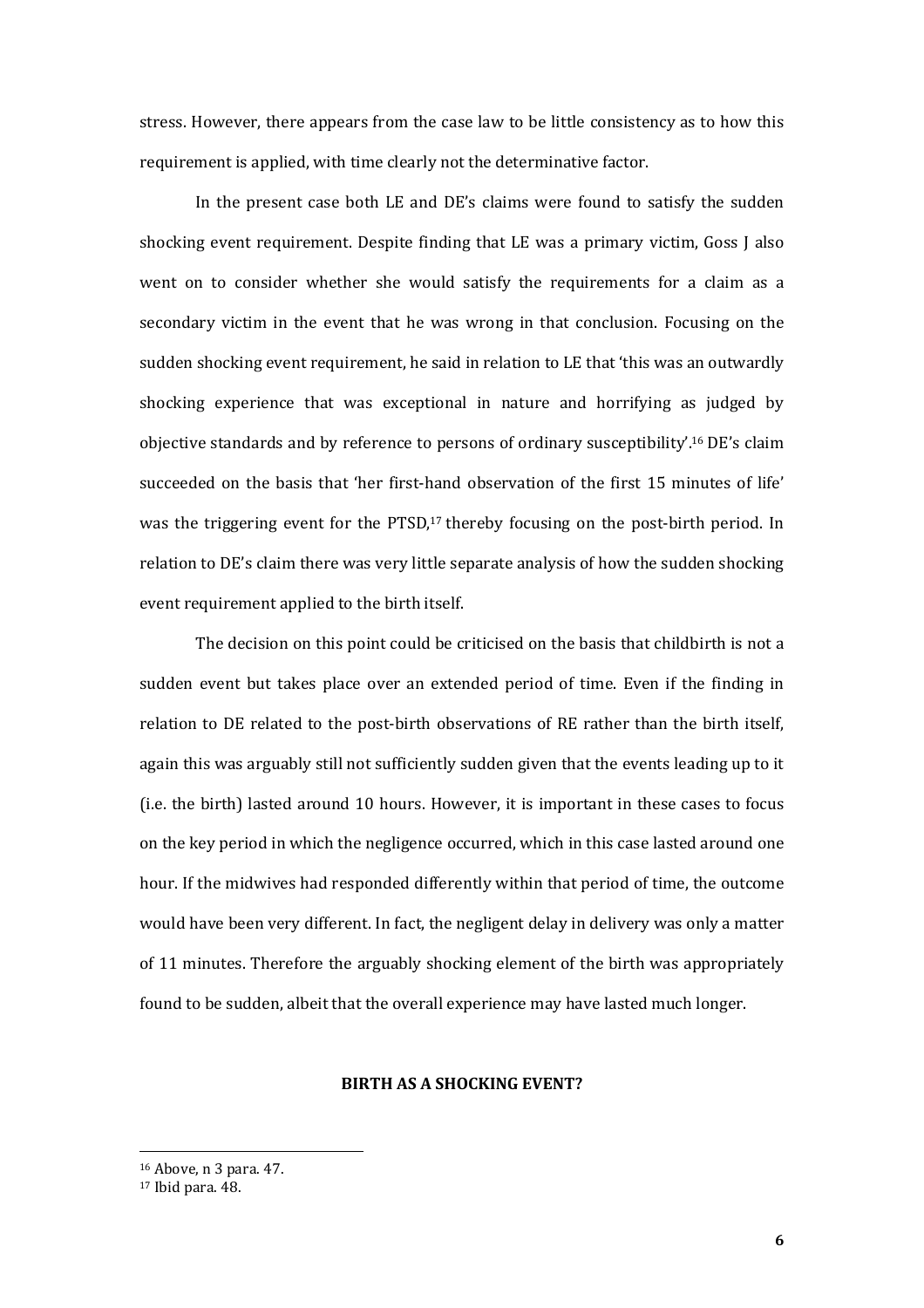stress. However, there appears from the case law to be little consistency as to how this requirement is applied, with time clearly not the determinative factor.

In the present case both LE and DE's claims were found to satisfy the sudden shocking event requirement. Despite finding that LE was a primary victim, Goss J also went on to consider whether she would satisfy the requirements for a claim as a secondary victim in the event that he was wrong in that conclusion. Focusing on the sudden shocking event requirement, he said in relation to LE that 'this was an outwardly shocking experience that was exceptional in nature and horrifying as judged by objective standards and by reference to persons of ordinary susceptibility'.[16] DE's claim succeeded on the basis that 'her first-hand observation of the first 15 minutes of life' was the triggering event for the PTSD,[17] thereby focusing on the post-birth period. In relation to DE's claim there was very little separate analysis of how the sudden shocking event requirement applied to the birth itself.

The decision on this point could be criticised on the basis that childbirth is not a sudden event but takes place over an extended period of time. Even if the finding in relation to DE related to the post-birth observations of RE rather than the birth itself, again this was arguably still not sufficiently sudden given that the events leading up to it (i.e. the birth) lasted around 10 hours. However, it is important in these cases to focus on the key period in which the negligence occurred, which in this case lasted around one hour. If the midwives had responded differently within that period of time, the outcome would have been very different. In fact, the negligent delay in delivery was only a matter of 11 minutes. Therefore the arguably shocking element of the birth was appropriately found to be sudden, albeit that the overall experience may have lasted much longer.

**BIRTH AS A SHOCKING EVENT?**

---

[16] Above, n 3 para. 47.

[17] Ibid para. 48.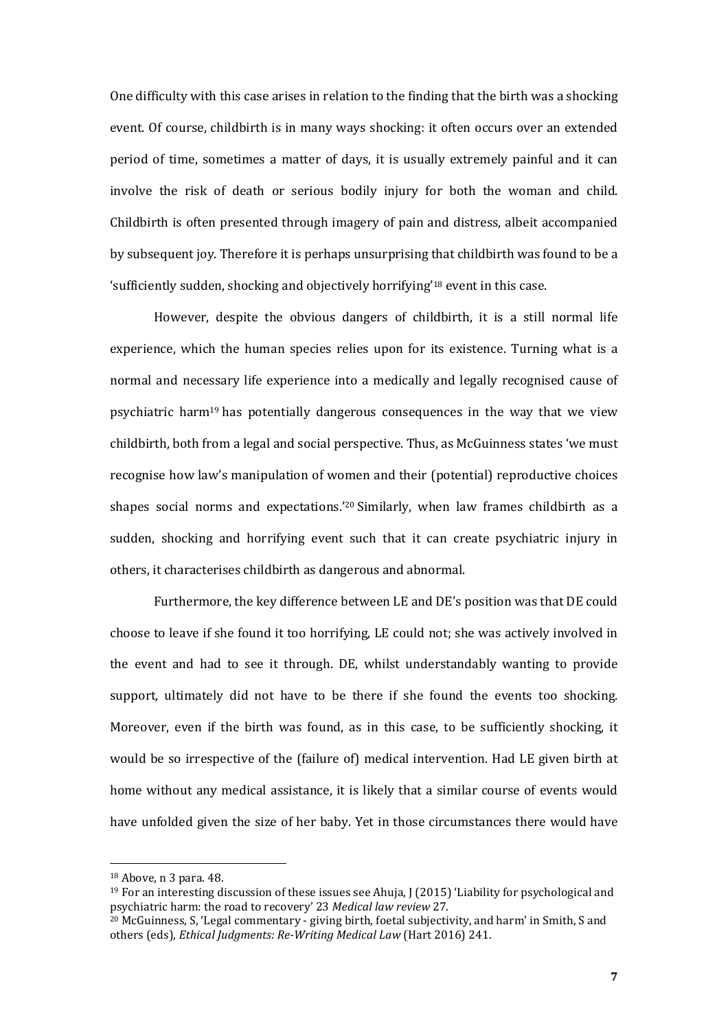One difficulty with this case arises in relation to the finding that the birth was a shocking event. Of course, childbirth is in many ways shocking: it often occurs over an extended period of time, sometimes a matter of days, it is usually extremely painful and it can involve the risk of death or serious bodily injury for both the woman and child. Childbirth is often presented through imagery of pain and distress, albeit accompanied by subsequent joy. Therefore it is perhaps unsurprising that childbirth was found to be a 'sufficiently sudden, shocking and objectively horrifying'[18] event in this case.

However, despite the obvious dangers of childbirth, it is a still normal life experience, which the human species relies upon for its existence. Turning what is a normal and necessary life experience into a medically and legally recognised cause of psychiatric harm[19] has potentially dangerous consequences in the way that we view childbirth, both from a legal and social perspective. Thus, as McGuinness states 'we must recognise how law's manipulation of women and their (potential) reproductive choices shapes social norms and expectations.'[20] Similarly, when law frames childbirth as a sudden, shocking and horrifying event such that it can create psychiatric injury in others, it characterises childbirth as dangerous and abnormal.

Furthermore, the key difference between LE and DE's position was that DE could choose to leave if she found it too horrifying, LE could not; she was actively involved in the event and had to see it through. DE, whilst understandably wanting to provide support, ultimately did not have to be there if she found the events too shocking. Moreover, even if the birth was found, as in this case, to be sufficiently shocking, it would be so irrespective of the (failure of) medical intervention. Had LE given birth at home without any medical assistance, it is likely that a similar course of events would have unfolded given the size of her baby. Yet in those circumstances there would have

---

[18] Above, n 3 para. 48.

[19] For an interesting discussion of these issues see Ahuja, J (2015) 'Liability for psychological and psychiatric harm: the road to recovery' 23 *Medical law review* 27.

[20] McGuinness, S, 'Legal commentary - giving birth, foetal subjectivity, and harm' in Smith, S and others (eds), *Ethical Judgments: Re-Writing Medical Law* (Hart 2016) 241.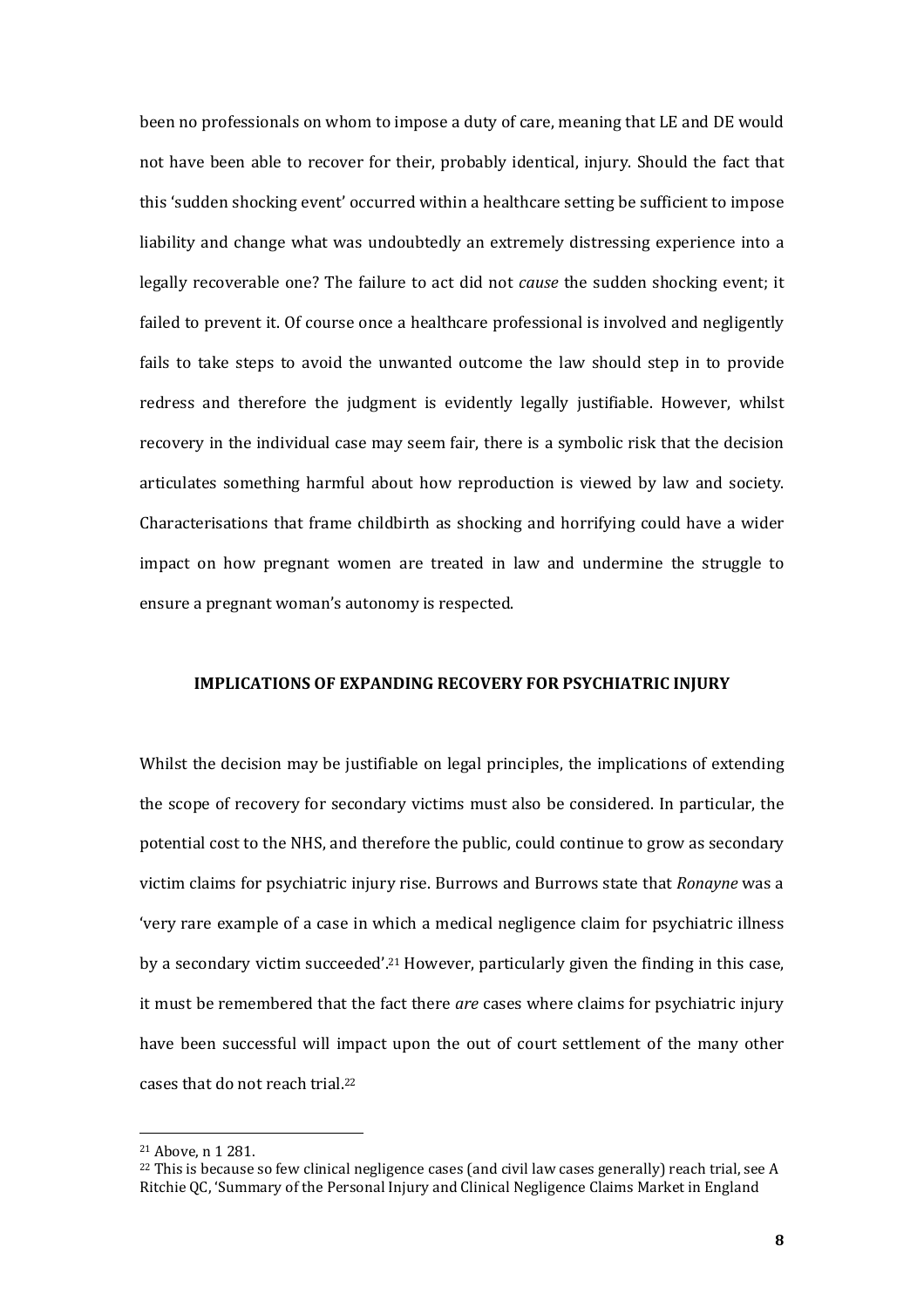been no professionals on whom to impose a duty of care, meaning that LE and DE would not have been able to recover for their, probably identical, injury. Should the fact that this 'sudden shocking event' occurred within a healthcare setting be sufficient to impose liability and change what was undoubtedly an extremely distressing experience into a legally recoverable one? The failure to act did not *cause* the sudden shocking event; it failed to prevent it. Of course once a healthcare professional is involved and negligently fails to take steps to avoid the unwanted outcome the law should step in to provide redress and therefore the judgment is evidently legally justifiable. However, whilst recovery in the individual case may seem fair, there is a symbolic risk that the decision articulates something harmful about how reproduction is viewed by law and society. Characterisations that frame childbirth as shocking and horrifying could have a wider impact on how pregnant women are treated in law and undermine the struggle to ensure a pregnant woman's autonomy is respected.

## IMPLICATIONS OF EXPANDING RECOVERY FOR PSYCHIATRIC INJURY

Whilst the decision may be justifiable on legal principles, the implications of extending the scope of recovery for secondary victims must also be considered. In particular, the potential cost to the NHS, and therefore the public, could continue to grow as secondary victim claims for psychiatric injury rise. Burrows and Burrows state that *Ronayne* was a 'very rare example of a case in which a medical negligence claim for psychiatric illness by a secondary victim succeeded'.[21] However, particularly given the finding in this case, it must be remembered that the fact there *are* cases where claims for psychiatric injury have been successful will impact upon the out of court settlement of the many other cases that do not reach trial.[22]

---

[21] Above, n 1 281.

[22] This is because so few clinical negligence cases (and civil law cases generally) reach trial, see A Ritchie QC, 'Summary of the Personal Injury and Clinical Negligence Claims Market in England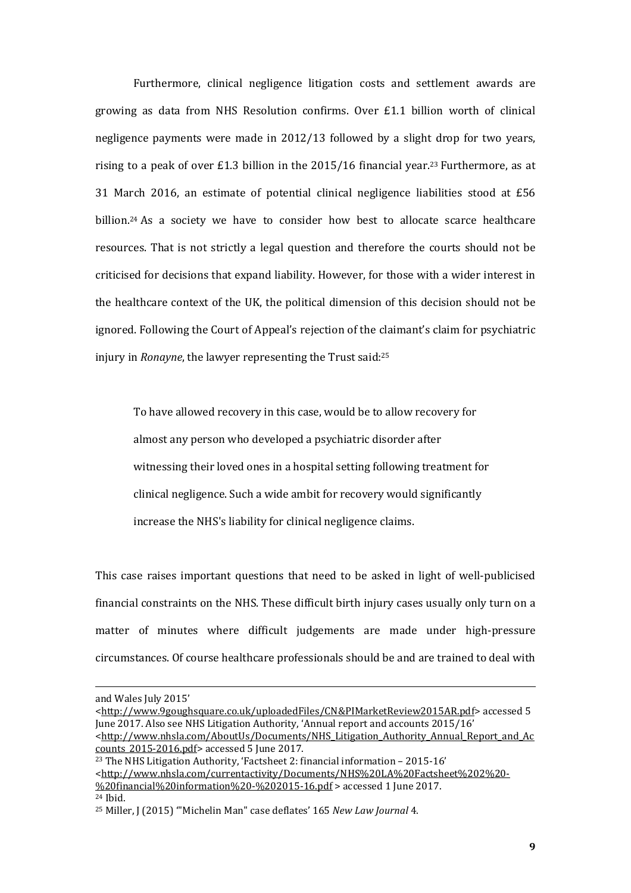Furthermore, clinical negligence litigation costs and settlement awards are growing as data from NHS Resolution confirms. Over £1.1 billion worth of clinical negligence payments were made in 2012/13 followed by a slight drop for two years, rising to a peak of over £1.3 billion in the 2015/16 financial year.[23] Furthermore, as at 31 March 2016, an estimate of potential clinical negligence liabilities stood at £56 billion.[24] As a society we have to consider how best to allocate scarce healthcare resources. That is not strictly a legal question and therefore the courts should not be criticised for decisions that expand liability. However, for those with a wider interest in the healthcare context of the UK, the political dimension of this decision should not be ignored. Following the Court of Appeal's rejection of the claimant's claim for psychiatric injury in *Ronayne*, the lawyer representing the Trust said:[25]

> To have allowed recovery in this case, would be to allow recovery for almost any person who developed a psychiatric disorder after witnessing their loved ones in a hospital setting following treatment for clinical negligence. Such a wide ambit for recovery would significantly increase the NHS's liability for clinical negligence claims.

This case raises important questions that need to be asked in light of well-publicised financial constraints on the NHS. These difficult birth injury cases usually only turn on a matter of minutes where difficult judgements are made under high-pressure circumstances. Of course healthcare professionals should be and are trained to deal with

---

and Wales July 2015' <http://www.9goughsquare.co.uk/uploadedFiles/CN&PIMarketReview2015AR.pdf> accessed 5 June 2017. Also see NHS Litigation Authority, 'Annual report and accounts 2015/16' <http://www.nhsla.com/AboutUs/Documents/NHS_Litigation_Authority_Annual_Report_and_Accounts_2015-2016.pdf> accessed 5 June 2017.

[23] The NHS Litigation Authority, 'Factsheet 2: financial information – 2015-16' <http://www.nhsla.com/currentactivity/Documents/NHS%20LA%20Factsheet%202%20-%20financial%20information%20-%202015-16.pdf > accessed 1 June 2017.

[24] Ibid.

[25] Miller, J (2015) '"Michelin Man" case deflates' 165 *New Law Journal* 4.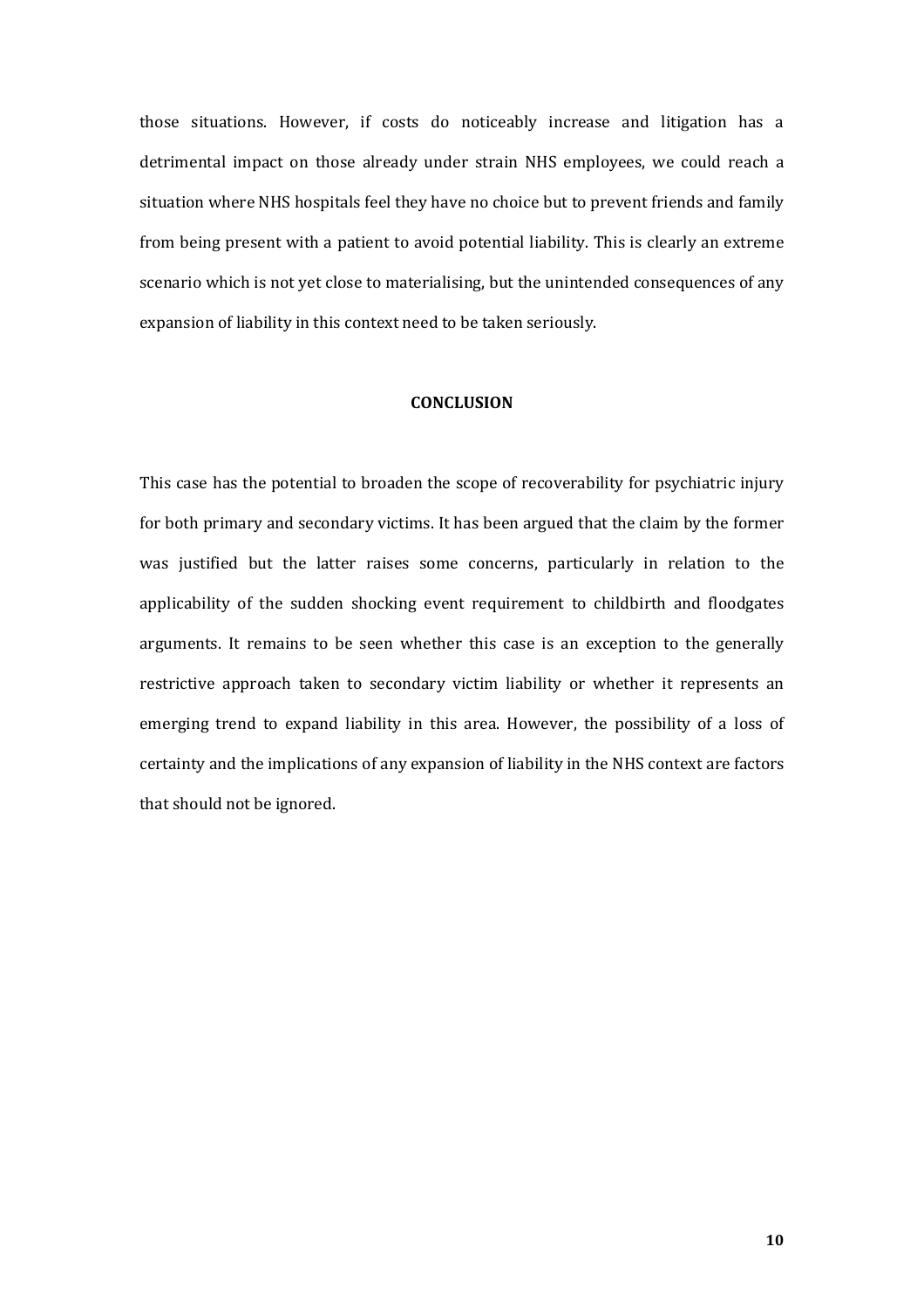those situations. However, if costs do noticeably increase and litigation has a detrimental impact on those already under strain NHS employees, we could reach a situation where NHS hospitals feel they have no choice but to prevent friends and family from being present with a patient to avoid potential liability. This is clearly an extreme scenario which is not yet close to materialising, but the unintended consequences of any expansion of liability in this context need to be taken seriously.

## CONCLUSION

This case has the potential to broaden the scope of recoverability for psychiatric injury for both primary and secondary victims. It has been argued that the claim by the former was justified but the latter raises some concerns, particularly in relation to the applicability of the sudden shocking event requirement to childbirth and floodgates arguments. It remains to be seen whether this case is an exception to the generally restrictive approach taken to secondary victim liability or whether it represents an emerging trend to expand liability in this area. However, the possibility of a loss of certainty and the implications of any expansion of liability in the NHS context are factors that should not be ignored.